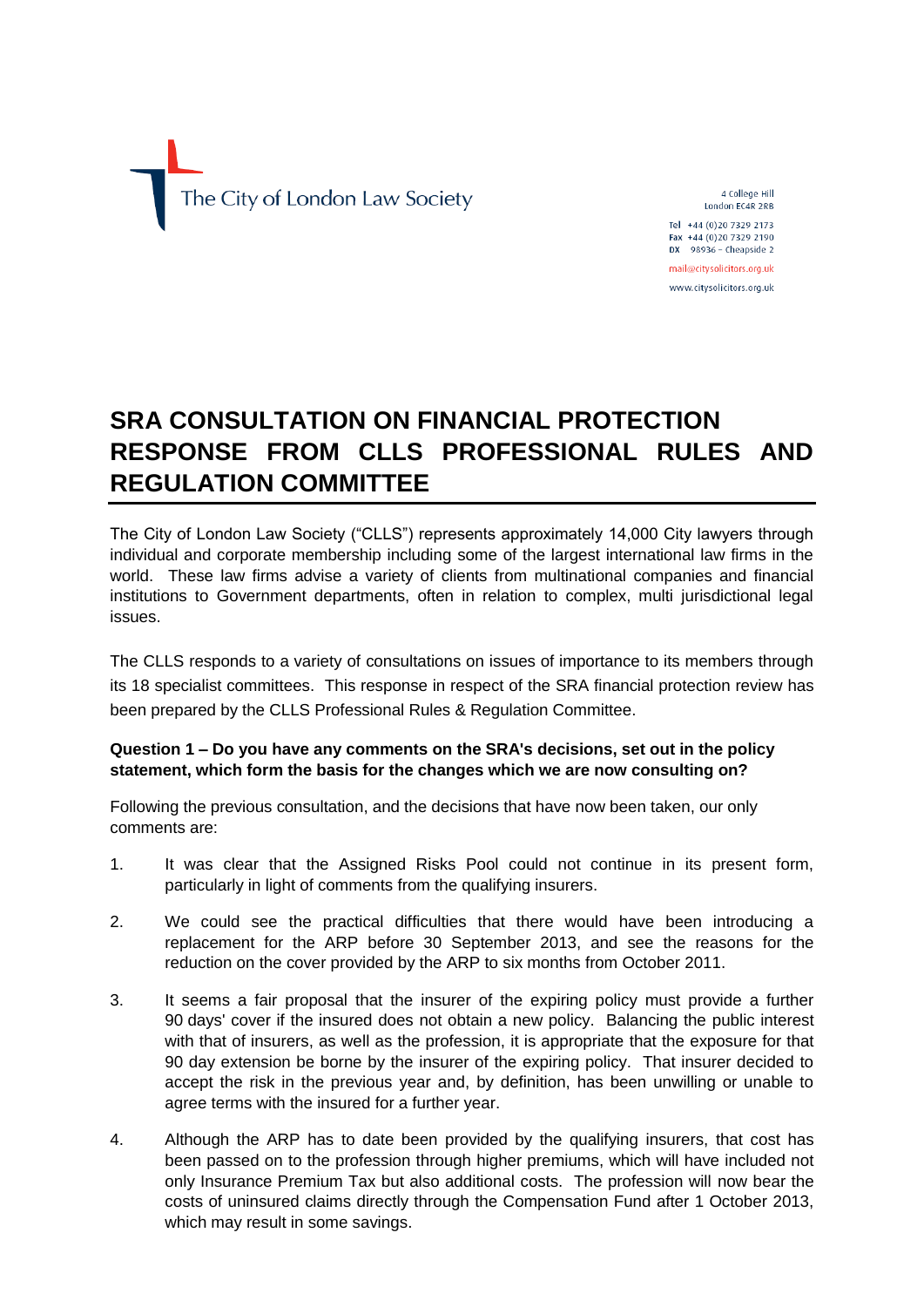The City of London Law Society

4 College Hill
London EC4R 2RB

Tel +44 (0)20 7329 2173
Fax +44 (0)20 7329 2190
DX 98936 – Cheapside 2

mail@citysolicitors.org.uk

www.citysolicitors.org.uk

# SRA CONSULTATION ON FINANCIAL PROTECTION RESPONSE FROM CLLS PROFESSIONAL RULES AND REGULATION COMMITTEE

The City of London Law Society ("CLLS") represents approximately 14,000 City lawyers through individual and corporate membership including some of the largest international law firms in the world. These law firms advise a variety of clients from multinational companies and financial institutions to Government departments, often in relation to complex, multi jurisdictional legal issues.

The CLLS responds to a variety of consultations on issues of importance to its members through its 18 specialist committees. This response in respect of the SRA financial protection review has been prepared by the CLLS Professional Rules & Regulation Committee.

**Question 1 – Do you have any comments on the SRA's decisions, set out in the policy statement, which form the basis for the changes which we are now consulting on?**

Following the previous consultation, and the decisions that have now been taken, our only comments are:

1. It was clear that the Assigned Risks Pool could not continue in its present form, particularly in light of comments from the qualifying insurers.

2. We could see the practical difficulties that there would have been introducing a replacement for the ARP before 30 September 2013, and see the reasons for the reduction on the cover provided by the ARP to six months from October 2011.

3. It seems a fair proposal that the insurer of the expiring policy must provide a further 90 days' cover if the insured does not obtain a new policy. Balancing the public interest with that of insurers, as well as the profession, it is appropriate that the exposure for that 90 day extension be borne by the insurer of the expiring policy. That insurer decided to accept the risk in the previous year and, by definition, has been unwilling or unable to agree terms with the insured for a further year.

4. Although the ARP has to date been provided by the qualifying insurers, that cost has been passed on to the profession through higher premiums, which will have included not only Insurance Premium Tax but also additional costs. The profession will now bear the costs of uninsured claims directly through the Compensation Fund after 1 October 2013, which may result in some savings.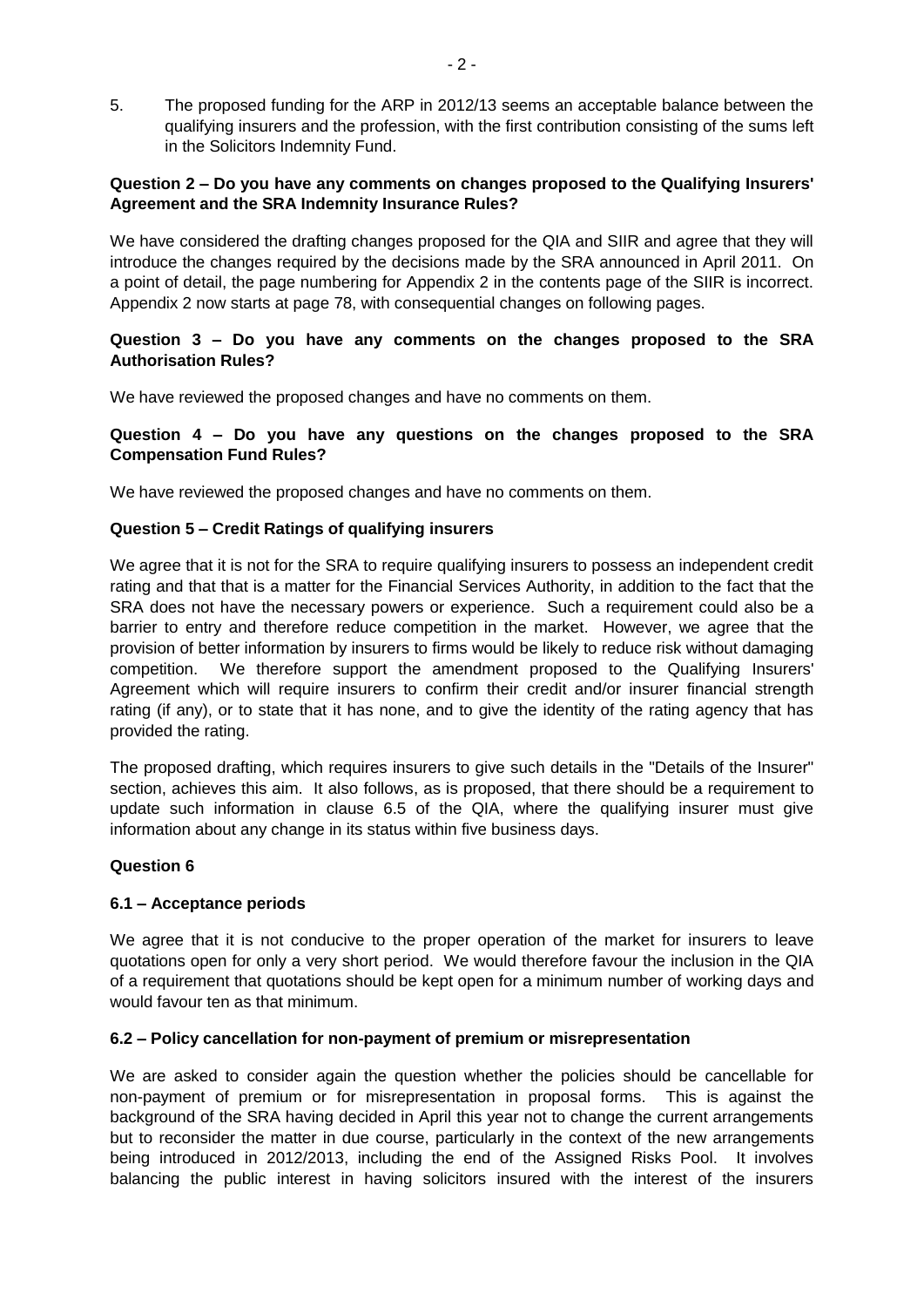5. The proposed funding for the ARP in 2012/13 seems an acceptable balance between the qualifying insurers and the profession, with the first contribution consisting of the sums left in the Solicitors Indemnity Fund.

**Question 2 – Do you have any comments on changes proposed to the Qualifying Insurers' Agreement and the SRA Indemnity Insurance Rules?**

We have considered the drafting changes proposed for the QIA and SIIR and agree that they will introduce the changes required by the decisions made by the SRA announced in April 2011. On a point of detail, the page numbering for Appendix 2 in the contents page of the SIIR is incorrect. Appendix 2 now starts at page 78, with consequential changes on following pages.

**Question 3 – Do you have any comments on the changes proposed to the SRA Authorisation Rules?**

We have reviewed the proposed changes and have no comments on them.

**Question 4 – Do you have any questions on the changes proposed to the SRA Compensation Fund Rules?**

We have reviewed the proposed changes and have no comments on them.

**Question 5 – Credit Ratings of qualifying insurers**

We agree that it is not for the SRA to require qualifying insurers to possess an independent credit rating and that that is a matter for the Financial Services Authority, in addition to the fact that the SRA does not have the necessary powers or experience. Such a requirement could also be a barrier to entry and therefore reduce competition in the market. However, we agree that the provision of better information by insurers to firms would be likely to reduce risk without damaging competition. We therefore support the amendment proposed to the Qualifying Insurers' Agreement which will require insurers to confirm their credit and/or insurer financial strength rating (if any), or to state that it has none, and to give the identity of the rating agency that has provided the rating.

The proposed drafting, which requires insurers to give such details in the "Details of the Insurer" section, achieves this aim. It also follows, as is proposed, that there should be a requirement to update such information in clause 6.5 of the QIA, where the qualifying insurer must give information about any change in its status within five business days.

**Question 6**

**6.1 – Acceptance periods**

We agree that it is not conducive to the proper operation of the market for insurers to leave quotations open for only a very short period. We would therefore favour the inclusion in the QIA of a requirement that quotations should be kept open for a minimum number of working days and would favour ten as that minimum.

**6.2 – Policy cancellation for non-payment of premium or misrepresentation**

We are asked to consider again the question whether the policies should be cancellable for non-payment of premium or for misrepresentation in proposal forms. This is against the background of the SRA having decided in April this year not to change the current arrangements but to reconsider the matter in due course, particularly in the context of the new arrangements being introduced in 2012/2013, including the end of the Assigned Risks Pool. It involves balancing the public interest in having solicitors insured with the interest of the insurers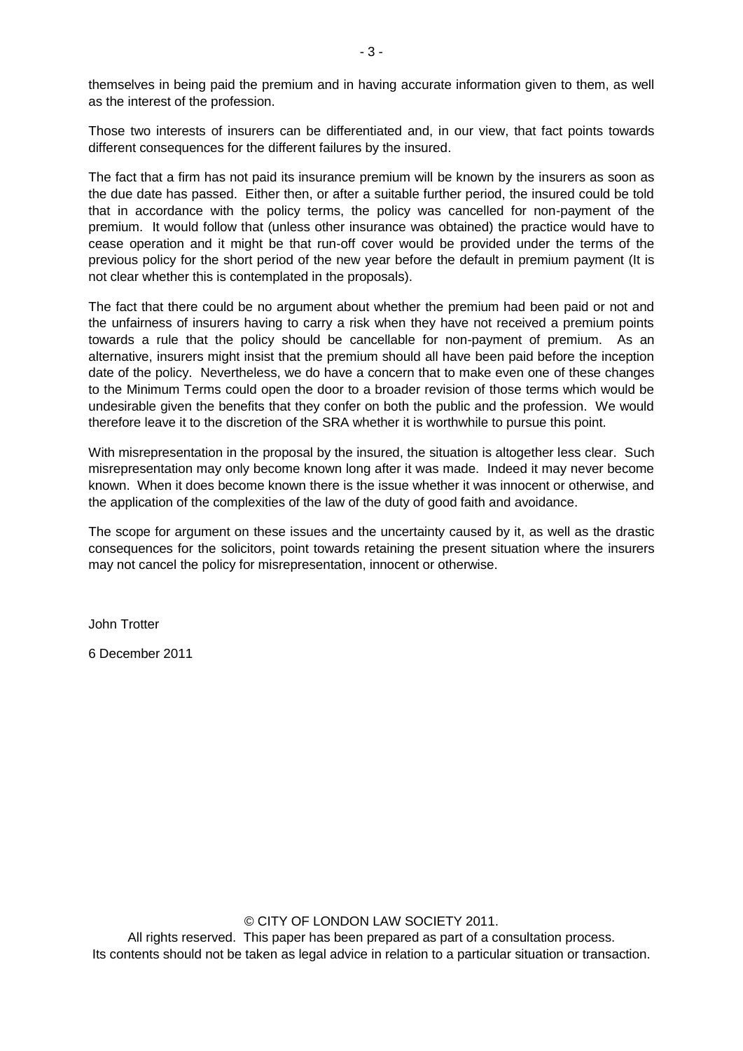themselves in being paid the premium and in having accurate information given to them, as well as the interest of the profession.

Those two interests of insurers can be differentiated and, in our view, that fact points towards different consequences for the different failures by the insured.

The fact that a firm has not paid its insurance premium will be known by the insurers as soon as the due date has passed. Either then, or after a suitable further period, the insured could be told that in accordance with the policy terms, the policy was cancelled for non-payment of the premium. It would follow that (unless other insurance was obtained) the practice would have to cease operation and it might be that run-off cover would be provided under the terms of the previous policy for the short period of the new year before the default in premium payment (It is not clear whether this is contemplated in the proposals).

The fact that there could be no argument about whether the premium had been paid or not and the unfairness of insurers having to carry a risk when they have not received a premium points towards a rule that the policy should be cancellable for non-payment of premium. As an alternative, insurers might insist that the premium should all have been paid before the inception date of the policy. Nevertheless, we do have a concern that to make even one of these changes to the Minimum Terms could open the door to a broader revision of those terms which would be undesirable given the benefits that they confer on both the public and the profession. We would therefore leave it to the discretion of the SRA whether it is worthwhile to pursue this point.

With misrepresentation in the proposal by the insured, the situation is altogether less clear. Such misrepresentation may only become known long after it was made. Indeed it may never become known. When it does become known there is the issue whether it was innocent or otherwise, and the application of the complexities of the law of the duty of good faith and avoidance.

The scope for argument on these issues and the uncertainty caused by it, as well as the drastic consequences for the solicitors, point towards retaining the present situation where the insurers may not cancel the policy for misrepresentation, innocent or otherwise.

John Trotter

6 December 2011

© CITY OF LONDON LAW SOCIETY 2011.
All rights reserved. This paper has been prepared as part of a consultation process.
Its contents should not be taken as legal advice in relation to a particular situation or transaction.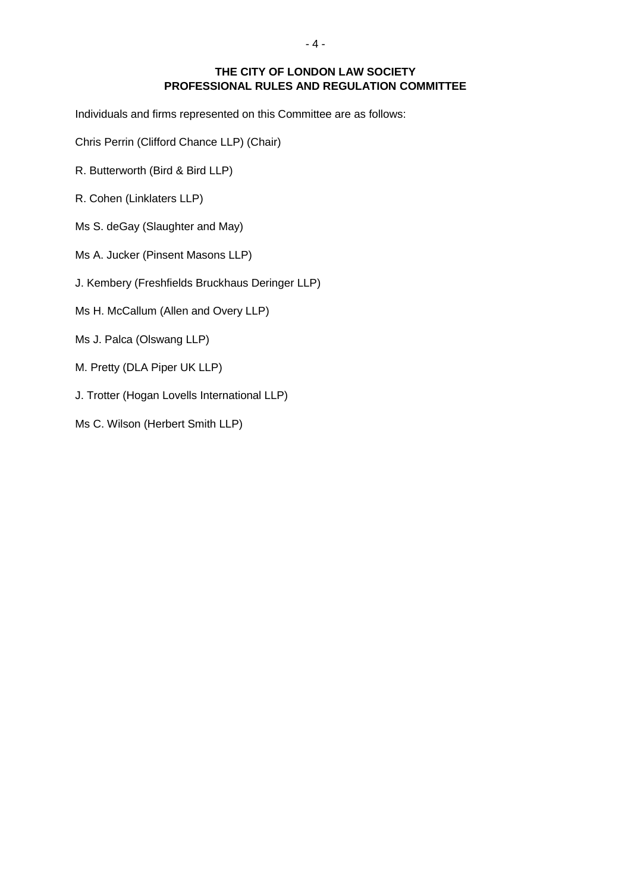**THE CITY OF LONDON LAW SOCIETY**
**PROFESSIONAL RULES AND REGULATION COMMITTEE**

Individuals and firms represented on this Committee are as follows:

Chris Perrin (Clifford Chance LLP) (Chair)

R. Butterworth (Bird & Bird LLP)

R. Cohen (Linklaters LLP)

Ms S. deGay (Slaughter and May)

Ms A. Jucker (Pinsent Masons LLP)

J. Kembery (Freshfields Bruckhaus Deringer LLP)

Ms H. McCallum (Allen and Overy LLP)

Ms J. Palca (Olswang LLP)

M. Pretty (DLA Piper UK LLP)

J. Trotter (Hogan Lovells International LLP)

Ms C. Wilson (Herbert Smith LLP)